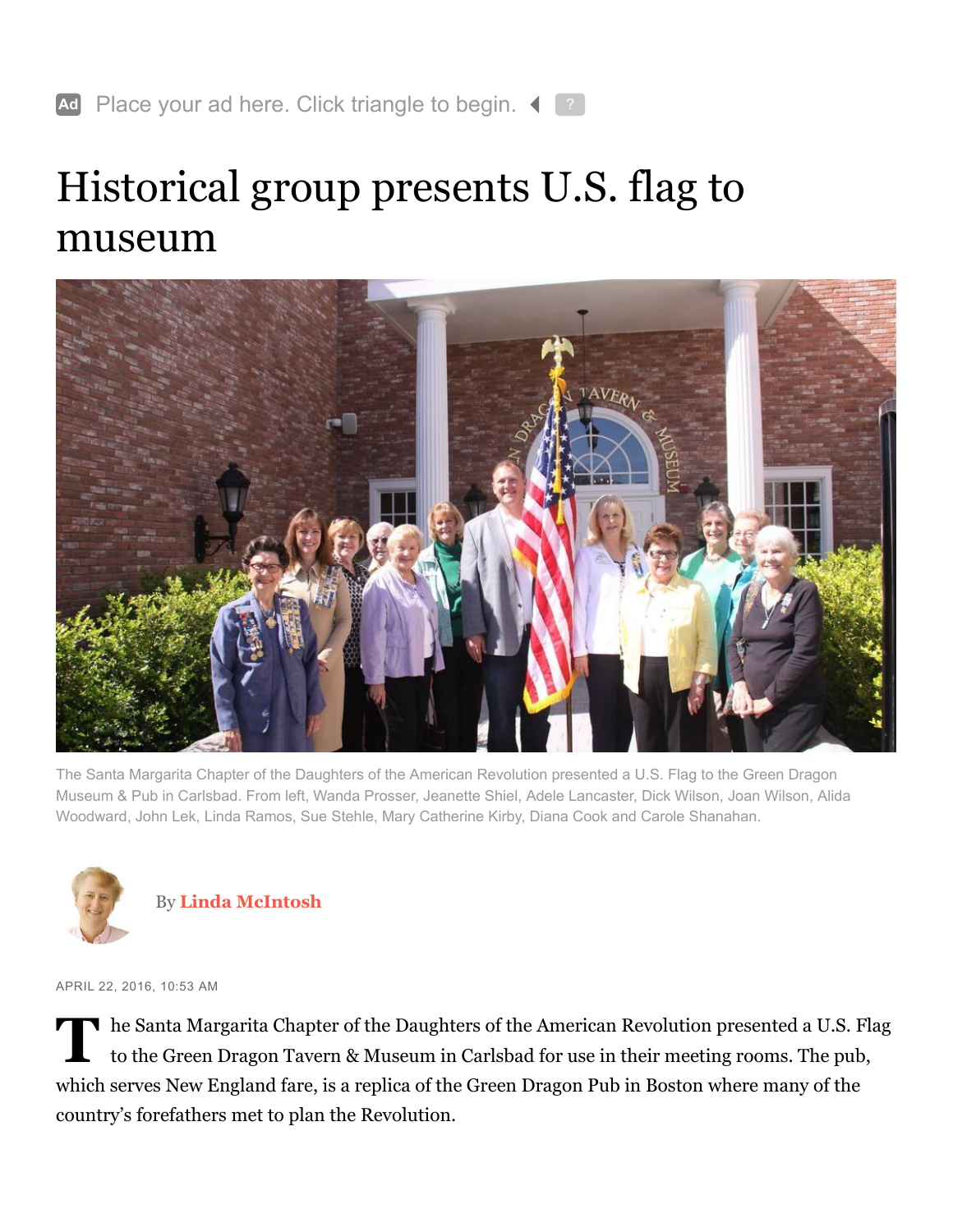Ad Place your ad here. Click triangle to begin.

# Historical group presents U.S. flag to museum

The Santa Margarita Chapter of the Daughters of the American Revolution presented a U.S. Flag to the Green Dragon Museum & Pub in Carlsbad. From left, Wanda Prosser, Jeanette Shiel, Adele Lancaster, Dick Wilson, Joan Wilson, Alida Woodward, John Lek, Linda Ramos, Sue Stehle, Mary Catherine Kirby, Diana Cook and Carole Shanahan.

By **Linda McIntosh**

APRIL 22, 2016, 10:53 AM

The Santa Margarita Chapter of the Daughters of the American Revolution presented a U.S. Flag to the Green Dragon Tavern & Museum in Carlsbad for use in their meeting rooms. The pub, which serves New England fare, is a replica of the Green Dragon Pub in Boston where many of the country's forefathers met to plan the Revolution.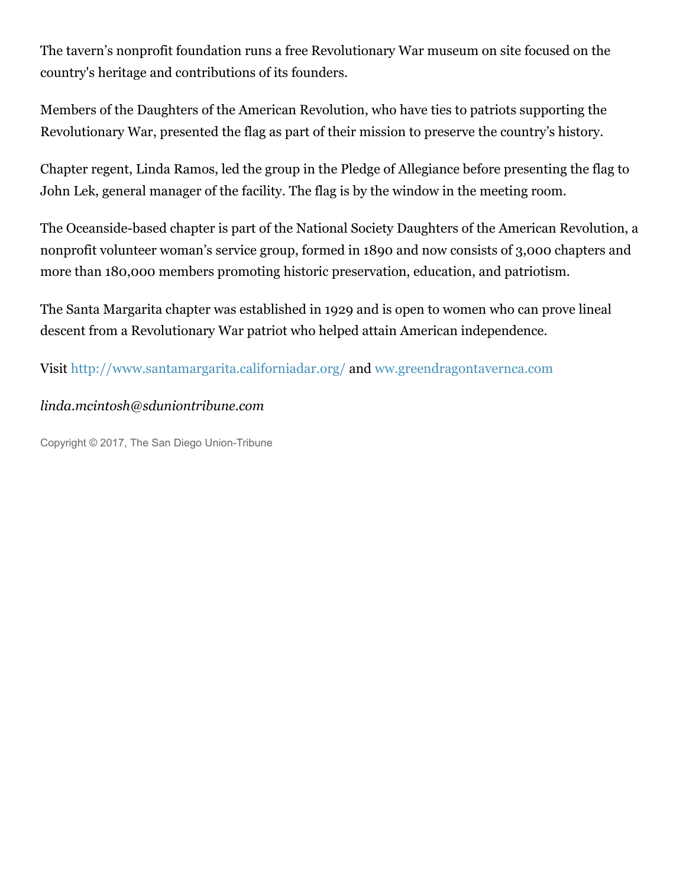The tavern's nonprofit foundation runs a free Revolutionary War museum on site focused on the country's heritage and contributions of its founders.

Members of the Daughters of the American Revolution, who have ties to patriots supporting the Revolutionary War, presented the flag as part of their mission to preserve the country's history.

Chapter regent, Linda Ramos, led the group in the Pledge of Allegiance before presenting the flag to John Lek, general manager of the facility. The flag is by the window in the meeting room.

The Oceanside-based chapter is part of the National Society Daughters of the American Revolution, a nonprofit volunteer woman's service group, formed in 1890 and now consists of 3,000 chapters and more than 180,000 members promoting historic preservation, education, and patriotism.

The Santa Margarita chapter was established in 1929 and is open to women who can prove lineal descent from a Revolutionary War patriot who helped attain American independence.

Visit http://www.santamargarita.californiadar.org/ and ww.greendragontavernca.com

*linda.mcintosh@sduniontribune.com*

Copyright © 2017, The San Diego Union-Tribune